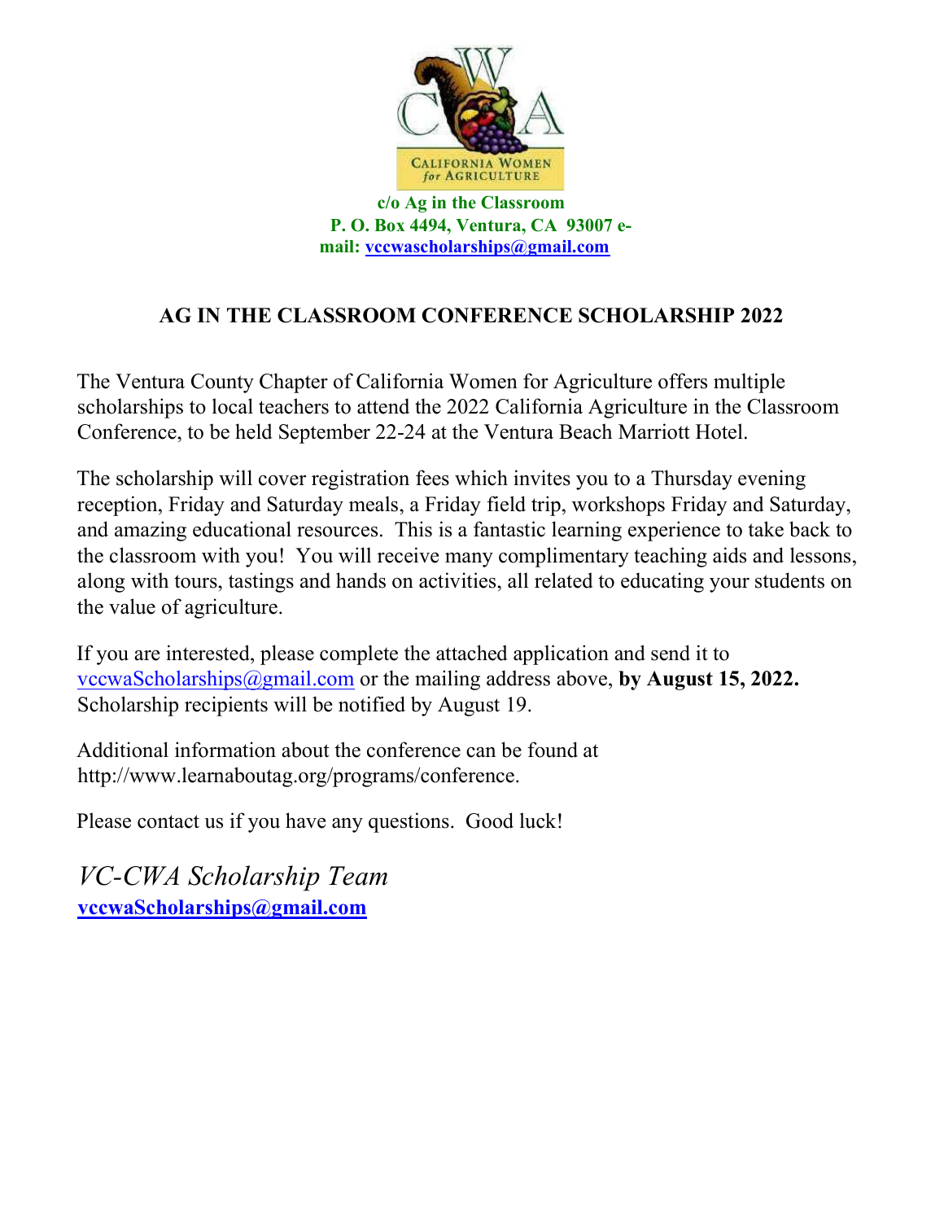CWA
CALIFORNIA WOMEN *for* AGRICULTURE

**c/o Ag in the Classroom**
**P. O. Box 4494, Ventura, CA 93007 e-mail: vccwascholarships@gmail.com**

## AG IN THE CLASSROOM CONFERENCE SCHOLARSHIP 2022

The Ventura County Chapter of California Women for Agriculture offers multiple scholarships to local teachers to attend the 2022 California Agriculture in the Classroom Conference, to be held September 22-24 at the Ventura Beach Marriott Hotel.

The scholarship will cover registration fees which invites you to a Thursday evening reception, Friday and Saturday meals, a Friday field trip, workshops Friday and Saturday, and amazing educational resources. This is a fantastic learning experience to take back to the classroom with you! You will receive many complimentary teaching aids and lessons, along with tours, tastings and hands on activities, all related to educating your students on the value of agriculture.

If you are interested, please complete the attached application and send it to vccwaScholarships@gmail.com or the mailing address above, **by August 15, 2022.** Scholarship recipients will be notified by August 19.

Additional information about the conference can be found at http://www.learnaboutag.org/programs/conference.

Please contact us if you have any questions. Good luck!

*VC-CWA Scholarship Team*
**vccwaScholarships@gmail.com**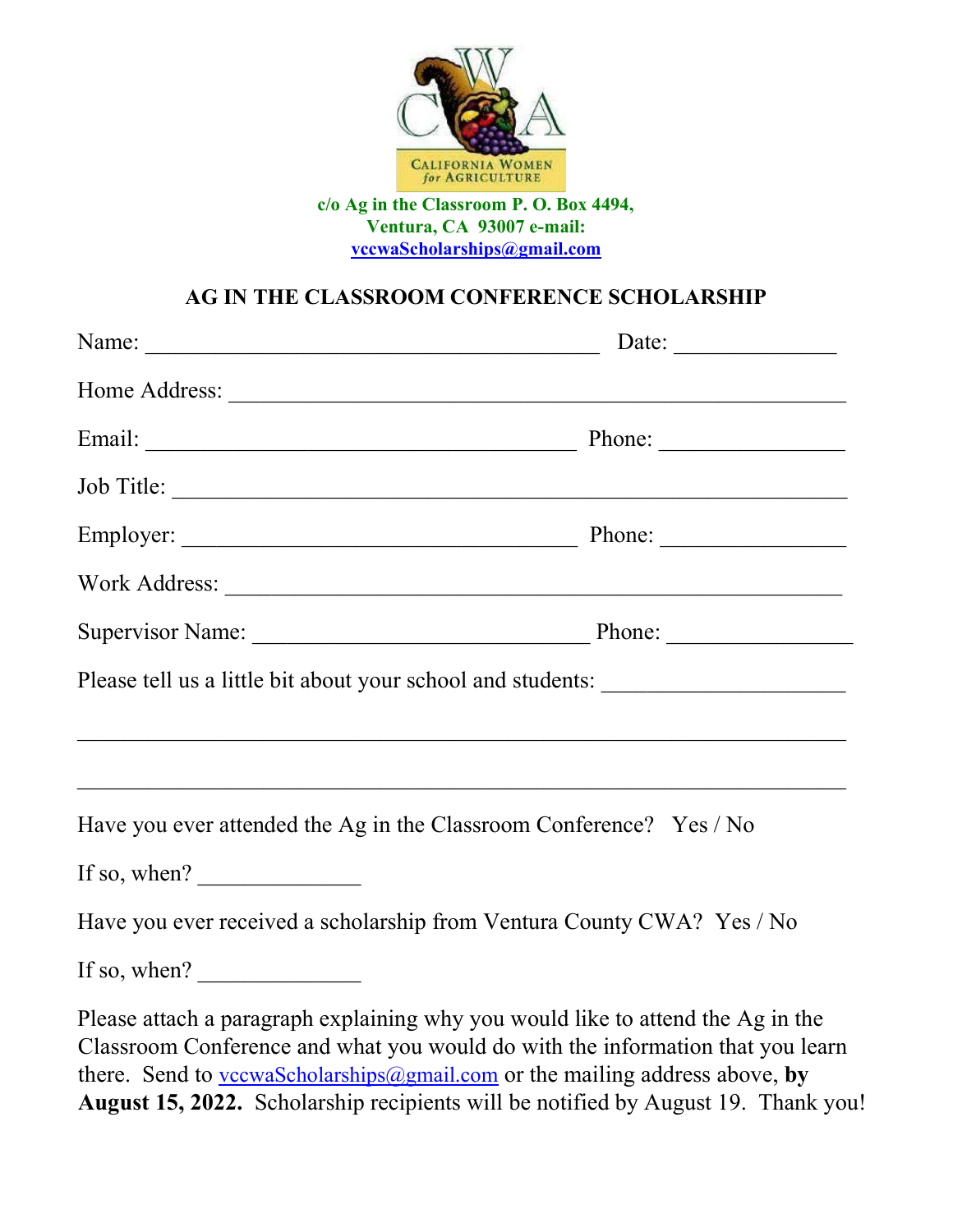CALIFORNIA WOMEN *for* AGRICULTURE

**c/o Ag in the Classroom P. O. Box 4494,**
**Ventura, CA 93007 e-mail:**
**vccwaScholarships@gmail.com**

## AG IN THE CLASSROOM CONFERENCE SCHOLARSHIP

Name: ________________________________________ Date: ______________

Home Address: ______________________________________________________

Email: ______________________________________ Phone: ________________

Job Title: __________________________________________________________

Employer: __________________________________ Phone: ________________

Work Address: ______________________________________________________

Supervisor Name: _____________________________ Phone: ________________

Please tell us a little bit about your school and students: _____________________

___________________________________________________________________

___________________________________________________________________

Have you ever attended the Ag in the Classroom Conference? Yes / No

If so, when? ______________

Have you ever received a scholarship from Ventura County CWA? Yes / No

If so, when? ______________

Please attach a paragraph explaining why you would like to attend the Ag in the Classroom Conference and what you would do with the information that you learn there. Send to vccwaScholarships@gmail.com or the mailing address above, **by August 15, 2022.** Scholarship recipients will be notified by August 19. Thank you!